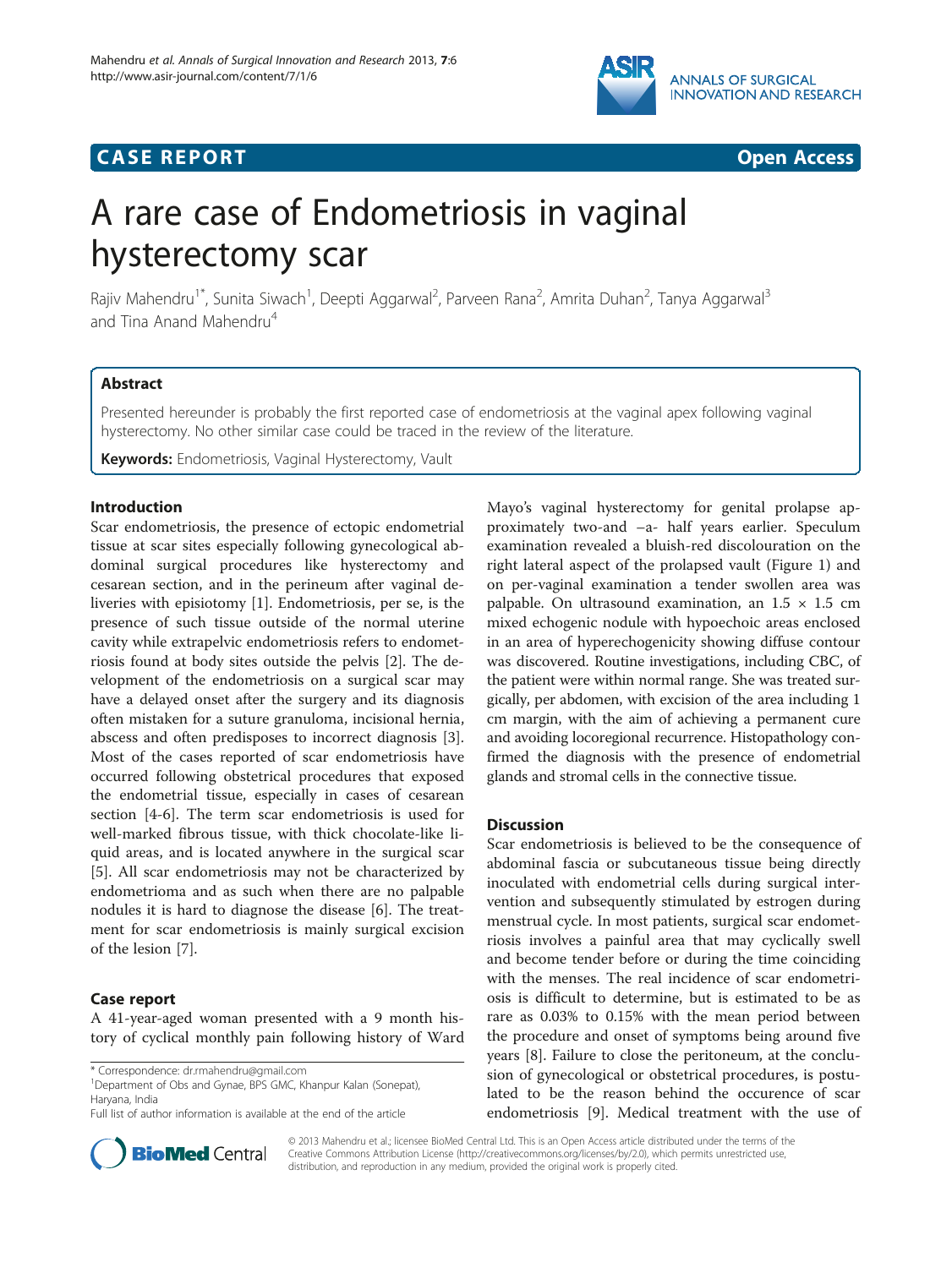CASE REPORT

Open Access

# A rare case of Endometriosis in vaginal hysterectomy scar

Rajiv Mahendru[1*], Sunita Siwach[1], Deepti Aggarwal[2], Parveen Rana[2], Amrita Duhan[2], Tanya Aggarwal[3] and Tina Anand Mahendru[4]

## Abstract

Presented hereunder is probably the first reported case of endometriosis at the vaginal apex following vaginal hysterectomy. No other similar case could be traced in the review of the literature.

**Keywords:** Endometriosis, Vaginal Hysterectomy, Vault

## Introduction

Scar endometriosis, the presence of ectopic endometrial tissue at scar sites especially following gynecological abdominal surgical procedures like hysterectomy and cesarean section, and in the perineum after vaginal deliveries with episiotomy [1]. Endometriosis, per se, is the presence of such tissue outside of the normal uterine cavity while extrapelvic endometriosis refers to endometriosis found at body sites outside the pelvis [2]. The development of the endometriosis on a surgical scar may have a delayed onset after the surgery and its diagnosis often mistaken for a suture granuloma, incisional hernia, abscess and often predisposes to incorrect diagnosis [3]. Most of the cases reported of scar endometriosis have occurred following obstetrical procedures that exposed the endometrial tissue, especially in cases of cesarean section [4-6]. The term scar endometriosis is used for well-marked fibrous tissue, with thick chocolate-like liquid areas, and is located anywhere in the surgical scar [5]. All scar endometriosis may not be characterized by endometrioma and as such when there are no palpable nodules it is hard to diagnose the disease [6]. The treatment for scar endometriosis is mainly surgical excision of the lesion [7].

## Case report

A 41-year-aged woman presented with a 9 month history of cyclical monthly pain following history of Ward Mayo's vaginal hysterectomy for genital prolapse approximately two-and –a- half years earlier. Speculum examination revealed a bluish-red discolouration on the right lateral aspect of the prolapsed vault (Figure 1) and on per-vaginal examination a tender swollen area was palpable. On ultrasound examination, an $1.5 \times 1.5$ cm mixed echogenic nodule with hypoechoic areas enclosed in an area of hyperechogenicity showing diffuse contour was discovered. Routine investigations, including CBC, of the patient were within normal range. She was treated surgically, per abdomen, with excision of the area including 1 cm margin, with the aim of achieving a permanent cure and avoiding locoregional recurrence. Histopathology confirmed the diagnosis with the presence of endometrial glands and stromal cells in the connective tissue.

## Discussion

Scar endometriosis is believed to be the consequence of abdominal fascia or subcutaneous tissue being directly inoculated with endometrial cells during surgical intervention and subsequently stimulated by estrogen during menstrual cycle. In most patients, surgical scar endometriosis involves a painful area that may cyclically swell and become tender before or during the time coinciding with the menses. The real incidence of scar endometriosis is difficult to determine, but is estimated to be as rare as 0.03% to 0.15% with the mean period between the procedure and onset of symptoms being around five years [8]. Failure to close the peritoneum, at the conclusion of gynecological or obstetrical procedures, is postulated to be the reason behind the occurence of scar endometriosis [9]. Medical treatment with the use of

\* Correspondence: dr.rmahendru@gmail.com
[1]Department of Obs and Gynae, BPS GMC, Khanpur Kalan (Sonepat), Haryana, India
Full list of author information is available at the end of the article

© 2013 Mahendru et al.; licensee BioMed Central Ltd. This is an Open Access article distributed under the terms of the Creative Commons Attribution License (http://creativecommons.org/licenses/by/2.0), which permits unrestricted use, distribution, and reproduction in any medium, provided the original work is properly cited.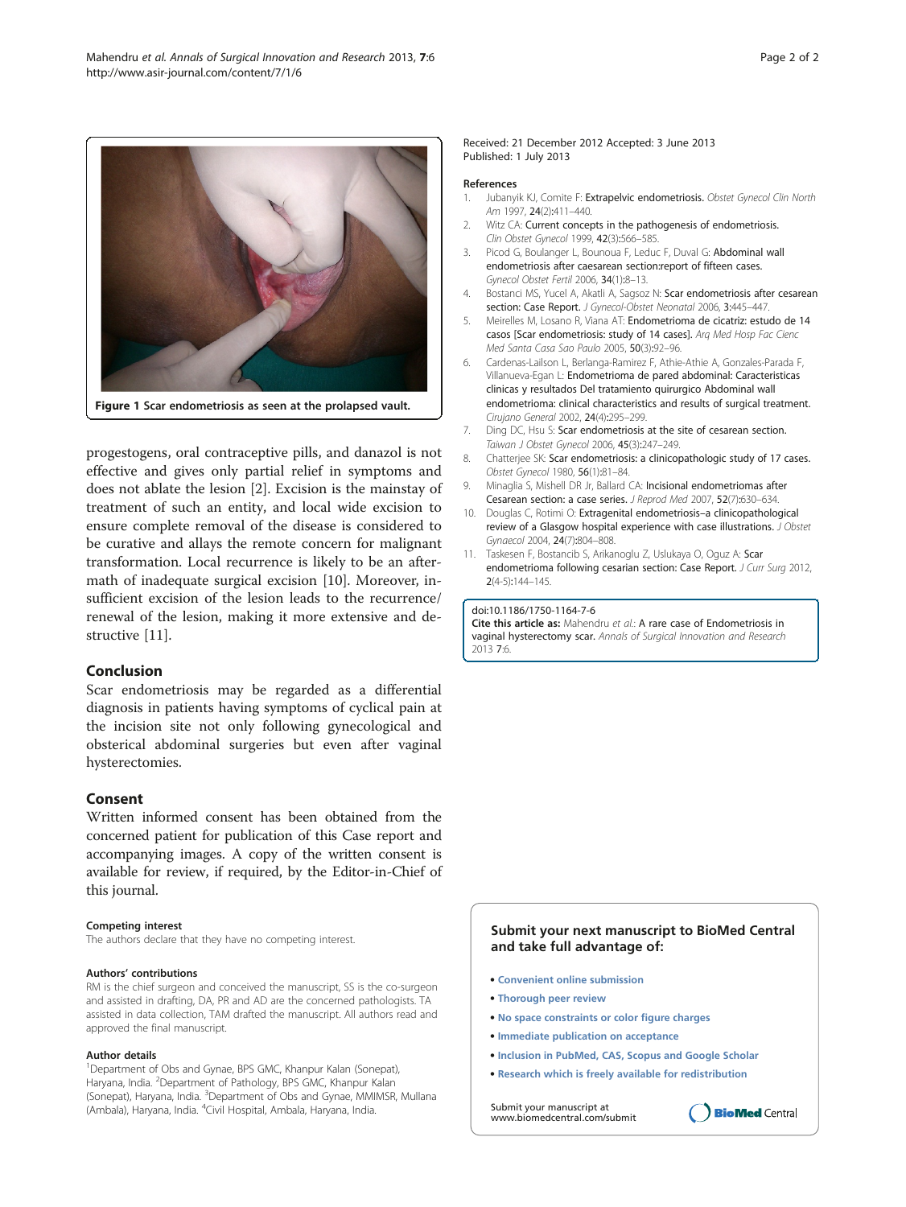Figure 1 Scar endometriosis as seen at the prolapsed vault.

progestogens, oral contraceptive pills, and danazol is not effective and gives only partial relief in symptoms and does not ablate the lesion [2]. Excision is the mainstay of treatment of such an entity, and local wide excision to ensure complete removal of the disease is considered to be curative and allays the remote concern for malignant transformation. Local recurrence is likely to be an aftermath of inadequate surgical excision [10]. Moreover, insufficient excision of the lesion leads to the recurrence/ renewal of the lesion, making it more extensive and destructive [11].

## Conclusion

Scar endometriosis may be regarded as a differential diagnosis in patients having symptoms of cyclical pain at the incision site not only following gynecological and obsterical abdominal surgeries but even after vaginal hysterectomies.

## Consent

Written informed consent has been obtained from the concerned patient for publication of this Case report and accompanying images. A copy of the written consent is available for review, if required, by the Editor-in-Chief of this journal.

#### Competing interest

The authors declare that they have no competing interest.

#### Authors' contributions

RM is the chief surgeon and conceived the manuscript, SS is the co-surgeon and assisted in drafting, DA, PR and AD are the concerned pathologists. TA assisted in data collection, TAM drafted the manuscript. All authors read and approved the final manuscript.

#### Author details

[1]Department of Obs and Gynae, BPS GMC, Khanpur Kalan (Sonepat), Haryana, India. [2]Department of Pathology, BPS GMC, Khanpur Kalan (Sonepat), Haryana, India. [3]Department of Obs and Gynae, MMIMSR, Mullana (Ambala), Haryana, India. [4]Civil Hospital, Ambala, Haryana, India.

Received: 21 December 2012 Accepted: 3 June 2013
Published: 1 July 2013

#### References

1. Jubanyik KJ, Comite F: **Extrapelvic endometriosis.** *Obstet Gynecol Clin North Am* 1997, **24**(2):411–440.
2. Witz CA: **Current concepts in the pathogenesis of endometriosis.** *Clin Obstet Gynecol* 1999, **42**(3):566–585.
3. Picod G, Boulanger L, Bounoua F, Leduc F, Duval G: **Abdominal wall endometriosis after caesarean section:report of fifteen cases.** *Gynecol Obstet Fertil* 2006, **34**(1):8–13.
4. Bostanci MS, Yucel A, Akatli A, Sagsoz N: **Scar endometriosis after cesarean section: Case Report.** *J Gynecol-Obstet Neonatal* 2006, **3**:445–447.
5. Meirelles M, Losano R, Viana AT: **Endometrioma de cicatriz: estudo de 14 casos [Scar endometriosis: study of 14 cases].** *Arq Med Hosp Fac Cienc Med Santa Casa Sao Paulo* 2005, **50**(3):92–96.
6. Cardenas-Lailson L, Berlanga-Ramirez F, Athie-Athie A, Gonzales-Parada F, Villanueva-Egan L: **Endometrioma de pared abdominal: Caracteristicas clinicas y resultados Del tratamiento quirurgico Abdominal wall endometrioma: clinical characteristics and results of surgical treatment.** *Cirujano General* 2002, **24**(4):295–299.
7. Ding DC, Hsu S: **Scar endometriosis at the site of cesarean section.** *Taiwan J Obstet Gynecol* 2006, **45**(3):247–249.
8. Chatterjee SK: **Scar endometriosis: a clinicopathologic study of 17 cases.** *Obstet Gynecol* 1980, **56**(1):81–84.
9. Minaglia S, Mishell DR Jr, Ballard CA: **Incisional endometriomas after Cesarean section: a case series.** *J Reprod Med* 2007, **52**(7):630–634.
10. Douglas C, Rotimi O: **Extragenital endometriosis–a clinicopathological review of a Glasgow hospital experience with case illustrations.** *J Obstet Gynaecol* 2004, **24**(7):804–808.
11. Taskesen F, Bostancib S, Arikanoglu Z, Uslukaya O, Oguz A: **Scar endometrioma following cesarian section: Case Report.** *J Curr Surg* 2012, **2**(4-5):144–145.

doi:10.1186/1750-1164-7-6
**Cite this article as:** Mahendru *et al.*: A rare case of Endometriosis in vaginal hysterectomy scar. *Annals of Surgical Innovation and Research* 2013 7:6.